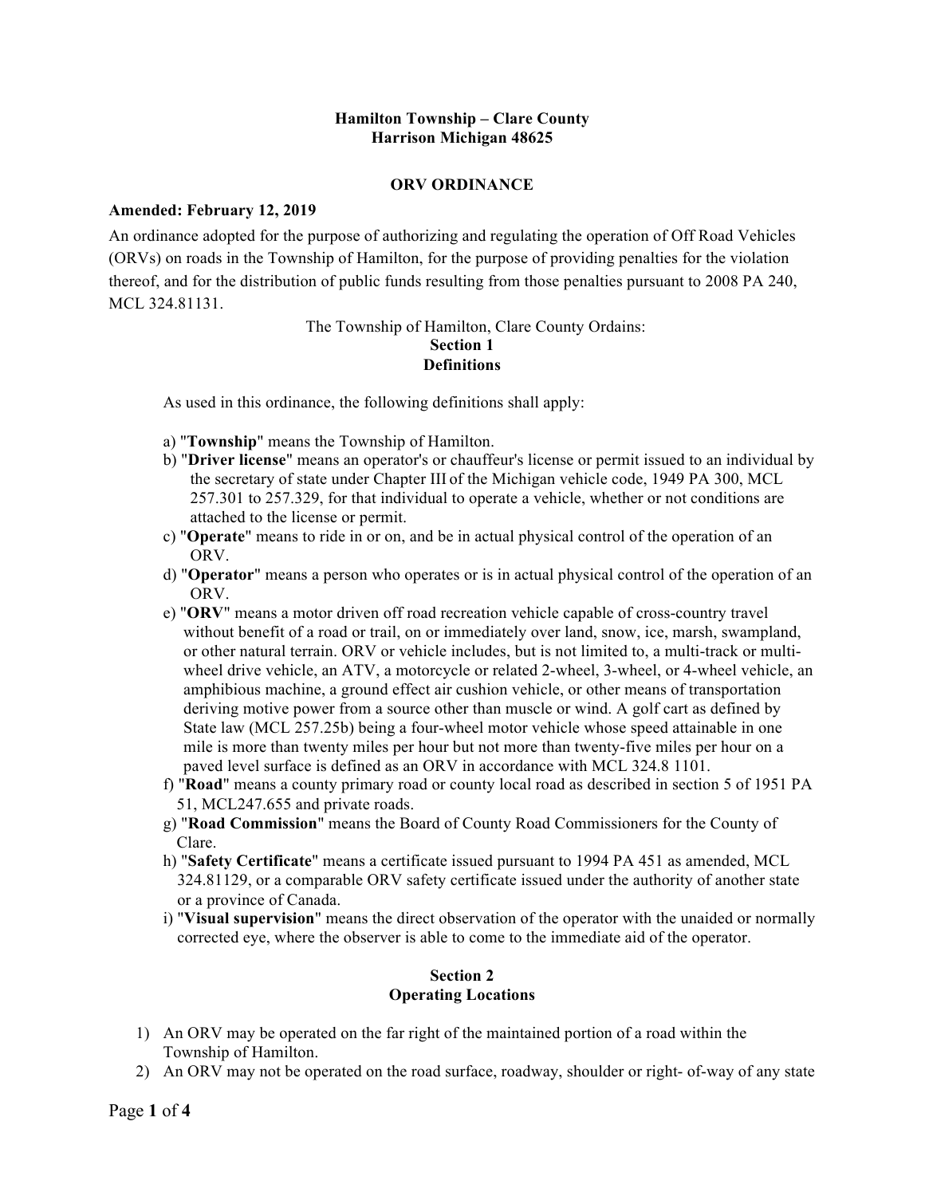**Hamilton Township – Clare County**
**Harrison Michigan 48625**

## ORV ORDINANCE

**Amended: February 12, 2019**

An ordinance adopted for the purpose of authorizing and regulating the operation of Off Road Vehicles (ORVs) on roads in the Township of Hamilton, for the purpose of providing penalties for the violation thereof, and for the distribution of public funds resulting from those penalties pursuant to 2008 PA 240, MCL 324.81131.

The Township of Hamilton, Clare County Ordains:

### Section 1
### Definitions

As used in this ordinance, the following definitions shall apply:

a) "**Township**" means the Township of Hamilton.
b) "**Driver license**" means an operator's or chauffeur's license or permit issued to an individual by the secretary of state under Chapter III of the Michigan vehicle code, 1949 PA 300, MCL 257.301 to 257.329, for that individual to operate a vehicle, whether or not conditions are attached to the license or permit.
c) "**Operate**" means to ride in or on, and be in actual physical control of the operation of an ORV.
d) "**Operator**" means a person who operates or is in actual physical control of the operation of an ORV.
e) "**ORV**" means a motor driven off road recreation vehicle capable of cross-country travel without benefit of a road or trail, on or immediately over land, snow, ice, marsh, swampland, or other natural terrain. ORV or vehicle includes, but is not limited to, a multi-track or multi-wheel drive vehicle, an ATV, a motorcycle or related 2-wheel, 3-wheel, or 4-wheel vehicle, an amphibious machine, a ground effect air cushion vehicle, or other means of transportation deriving motive power from a source other than muscle or wind. A golf cart as defined by State law (MCL 257.25b) being a four-wheel motor vehicle whose speed attainable in one mile is more than twenty miles per hour but not more than twenty-five miles per hour on a paved level surface is defined as an ORV in accordance with MCL 324.8 1101.
f) "**Road**" means a county primary road or county local road as described in section 5 of 1951 PA 51, MCL247.655 and private roads.
g) "**Road Commission**" means the Board of County Road Commissioners for the County of Clare.
h) "**Safety Certificate**" means a certificate issued pursuant to 1994 PA 451 as amended, MCL 324.81129, or a comparable ORV safety certificate issued under the authority of another state or a province of Canada.
i) "**Visual supervision**" means the direct observation of the operator with the unaided or normally corrected eye, where the observer is able to come to the immediate aid of the operator.

### Section 2
### Operating Locations

1) An ORV may be operated on the far right of the maintained portion of a road within the Township of Hamilton.
2) An ORV may not be operated on the road surface, roadway, shoulder or right- of-way of any state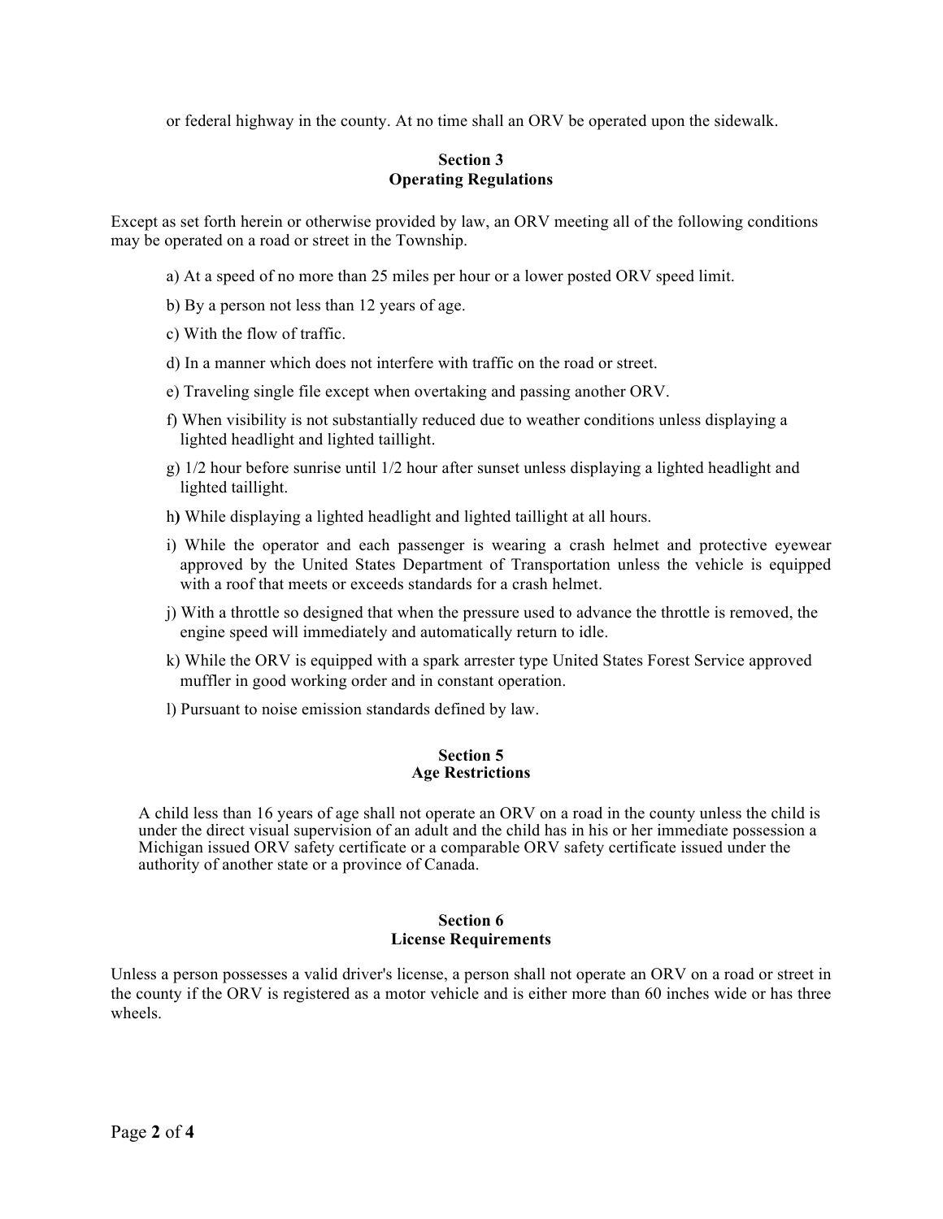or federal highway in the county. At no time shall an ORV be operated upon the sidewalk.

## Section 3
## Operating Regulations

Except as set forth herein or otherwise provided by law, an ORV meeting all of the following conditions may be operated on a road or street in the Township.

a) At a speed of no more than 25 miles per hour or a lower posted ORV speed limit.

b) By a person not less than 12 years of age.

c) With the flow of traffic.

d) In a manner which does not interfere with traffic on the road or street.

e) Traveling single file except when overtaking and passing another ORV.

f) When visibility is not substantially reduced due to weather conditions unless displaying a lighted headlight and lighted taillight.

g) 1/2 hour before sunrise until 1/2 hour after sunset unless displaying a lighted headlight and lighted taillight.

h**)** While displaying a lighted headlight and lighted taillight at all hours.

i) While the operator and each passenger is wearing a crash helmet and protective eyewear approved by the United States Department of Transportation unless the vehicle is equipped with a roof that meets or exceeds standards for a crash helmet.

j) With a throttle so designed that when the pressure used to advance the throttle is removed, the engine speed will immediately and automatically return to idle.

k) While the ORV is equipped with a spark arrester type United States Forest Service approved muffler in good working order and in constant operation.

l) Pursuant to noise emission standards defined by law.

## Section 5
## Age Restrictions

A child less than 16 years of age shall not operate an ORV on a road in the county unless the child is under the direct visual supervision of an adult and the child has in his or her immediate possession a Michigan issued ORV safety certificate or a comparable ORV safety certificate issued under the authority of another state or a province of Canada.

## Section 6
## License Requirements

Unless a person possesses a valid driver's license, a person shall not operate an ORV on a road or street in the county if the ORV is registered as a motor vehicle and is either more than 60 inches wide or has three wheels.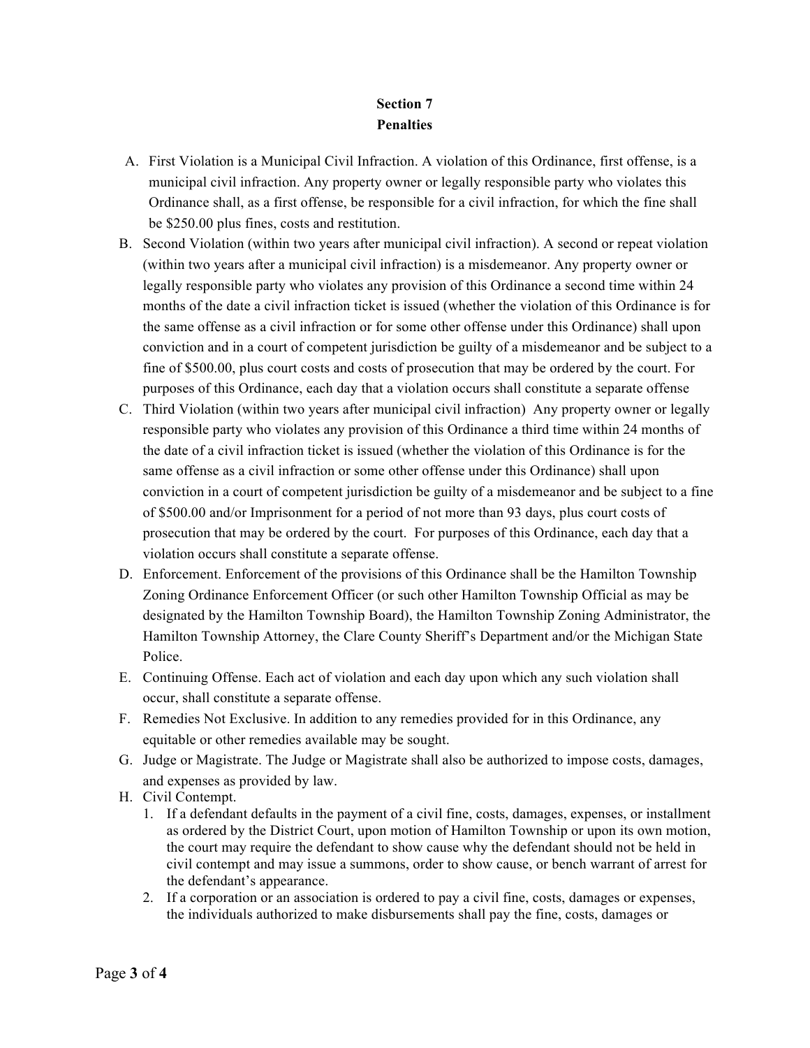## Section 7
## Penalties

A. First Violation is a Municipal Civil Infraction. A violation of this Ordinance, first offense, is a municipal civil infraction. Any property owner or legally responsible party who violates this Ordinance shall, as a first offense, be responsible for a civil infraction, for which the fine shall be $250.00 plus fines, costs and restitution.

B. Second Violation (within two years after municipal civil infraction). A second or repeat violation (within two years after a municipal civil infraction) is a misdemeanor. Any property owner or legally responsible party who violates any provision of this Ordinance a second time within 24 months of the date a civil infraction ticket is issued (whether the violation of this Ordinance is for the same offense as a civil infraction or for some other offense under this Ordinance) shall upon conviction and in a court of competent jurisdiction be guilty of a misdemeanor and be subject to a fine of $500.00, plus court costs and costs of prosecution that may be ordered by the court. For purposes of this Ordinance, each day that a violation occurs shall constitute a separate offense

C. Third Violation (within two years after municipal civil infraction) Any property owner or legally responsible party who violates any provision of this Ordinance a third time within 24 months of the date of a civil infraction ticket is issued (whether the violation of this Ordinance is for the same offense as a civil infraction or some other offense under this Ordinance) shall upon conviction in a court of competent jurisdiction be guilty of a misdemeanor and be subject to a fine of $500.00 and/or Imprisonment for a period of not more than 93 days, plus court costs of prosecution that may be ordered by the court. For purposes of this Ordinance, each day that a violation occurs shall constitute a separate offense.

D. Enforcement. Enforcement of the provisions of this Ordinance shall be the Hamilton Township Zoning Ordinance Enforcement Officer (or such other Hamilton Township Official as may be designated by the Hamilton Township Board), the Hamilton Township Zoning Administrator, the Hamilton Township Attorney, the Clare County Sheriff's Department and/or the Michigan State Police.

E. Continuing Offense. Each act of violation and each day upon which any such violation shall occur, shall constitute a separate offense.

F. Remedies Not Exclusive. In addition to any remedies provided for in this Ordinance, any equitable or other remedies available may be sought.

G. Judge or Magistrate. The Judge or Magistrate shall also be authorized to impose costs, damages, and expenses as provided by law.

H. Civil Contempt.
   1. If a defendant defaults in the payment of a civil fine, costs, damages, expenses, or installment as ordered by the District Court, upon motion of Hamilton Township or upon its own motion, the court may require the defendant to show cause why the defendant should not be held in civil contempt and may issue a summons, order to show cause, or bench warrant of arrest for the defendant's appearance.
   2. If a corporation or an association is ordered to pay a civil fine, costs, damages or expenses, the individuals authorized to make disbursements shall pay the fine, costs, damages or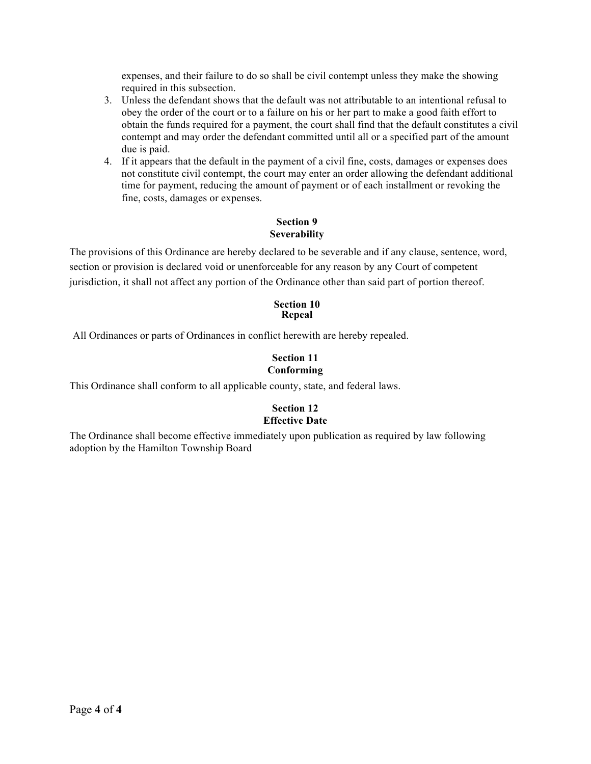expenses, and their failure to do so shall be civil contempt unless they make the showing required in this subsection.

3. Unless the defendant shows that the default was not attributable to an intentional refusal to obey the order of the court or to a failure on his or her part to make a good faith effort to obtain the funds required for a payment, the court shall find that the default constitutes a civil contempt and may order the defendant committed until all or a specified part of the amount due is paid.
4. If it appears that the default in the payment of a civil fine, costs, damages or expenses does not constitute civil contempt, the court may enter an order allowing the defendant additional time for payment, reducing the amount of payment or of each installment or revoking the fine, costs, damages or expenses.

**Section 9**
**Severability**

The provisions of this Ordinance are hereby declared to be severable and if any clause, sentence, word, section or provision is declared void or unenforceable for any reason by any Court of competent jurisdiction, it shall not affect any portion of the Ordinance other than said part of portion thereof.

**Section 10**
**Repeal**

All Ordinances or parts of Ordinances in conflict herewith are hereby repealed.

**Section 11**
**Conforming**

This Ordinance shall conform to all applicable county, state, and federal laws.

**Section 12**
**Effective Date**

The Ordinance shall become effective immediately upon publication as required by law following adoption by the Hamilton Township Board